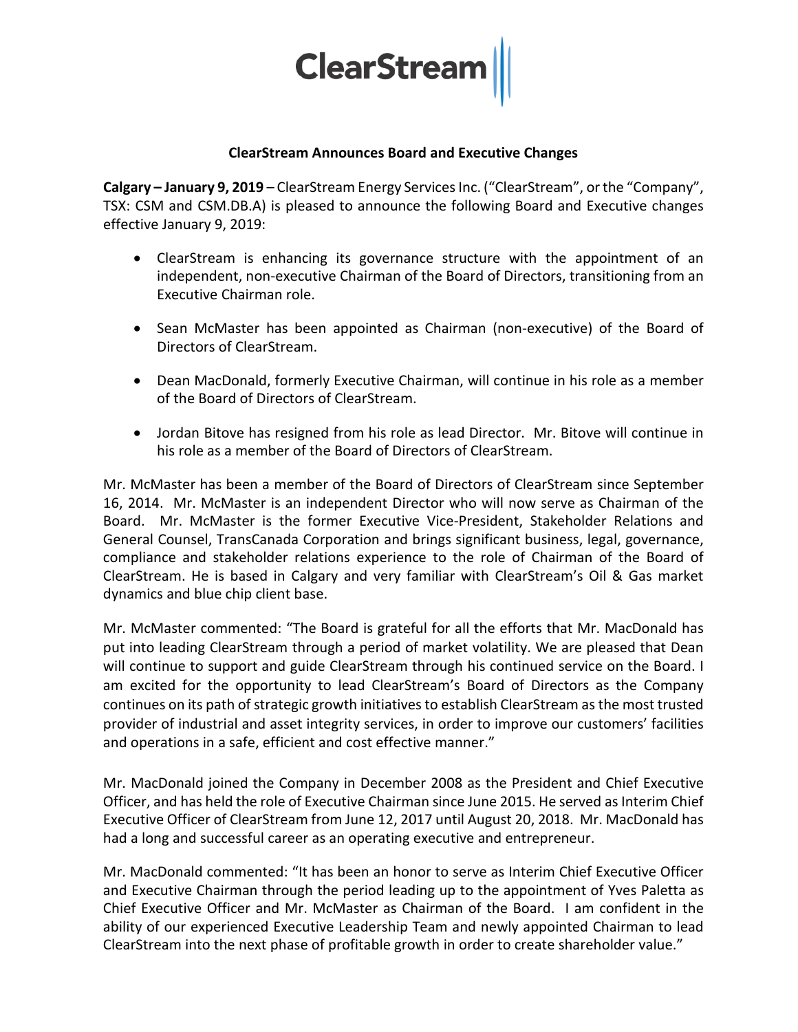ClearStream

## ClearStream Announces Board and Executive Changes

**Calgary – January 9, 2019** – ClearStream Energy Services Inc. ("ClearStream", or the "Company", TSX: CSM and CSM.DB.A) is pleased to announce the following Board and Executive changes effective January 9, 2019:

- ClearStream is enhancing its governance structure with the appointment of an independent, non-executive Chairman of the Board of Directors, transitioning from an Executive Chairman role.
- Sean McMaster has been appointed as Chairman (non-executive) of the Board of Directors of ClearStream.
- Dean MacDonald, formerly Executive Chairman, will continue in his role as a member of the Board of Directors of ClearStream.
- Jordan Bitove has resigned from his role as lead Director. Mr. Bitove will continue in his role as a member of the Board of Directors of ClearStream.

Mr. McMaster has been a member of the Board of Directors of ClearStream since September 16, 2014. Mr. McMaster is an independent Director who will now serve as Chairman of the Board. Mr. McMaster is the former Executive Vice-President, Stakeholder Relations and General Counsel, TransCanada Corporation and brings significant business, legal, governance, compliance and stakeholder relations experience to the role of Chairman of the Board of ClearStream. He is based in Calgary and very familiar with ClearStream's Oil & Gas market dynamics and blue chip client base.

Mr. McMaster commented: "The Board is grateful for all the efforts that Mr. MacDonald has put into leading ClearStream through a period of market volatility. We are pleased that Dean will continue to support and guide ClearStream through his continued service on the Board. I am excited for the opportunity to lead ClearStream's Board of Directors as the Company continues on its path of strategic growth initiatives to establish ClearStream as the most trusted provider of industrial and asset integrity services, in order to improve our customers' facilities and operations in a safe, efficient and cost effective manner."

Mr. MacDonald joined the Company in December 2008 as the President and Chief Executive Officer, and has held the role of Executive Chairman since June 2015. He served as Interim Chief Executive Officer of ClearStream from June 12, 2017 until August 20, 2018. Mr. MacDonald has had a long and successful career as an operating executive and entrepreneur.

Mr. MacDonald commented: "It has been an honor to serve as Interim Chief Executive Officer and Executive Chairman through the period leading up to the appointment of Yves Paletta as Chief Executive Officer and Mr. McMaster as Chairman of the Board. I am confident in the ability of our experienced Executive Leadership Team and newly appointed Chairman to lead ClearStream into the next phase of profitable growth in order to create shareholder value."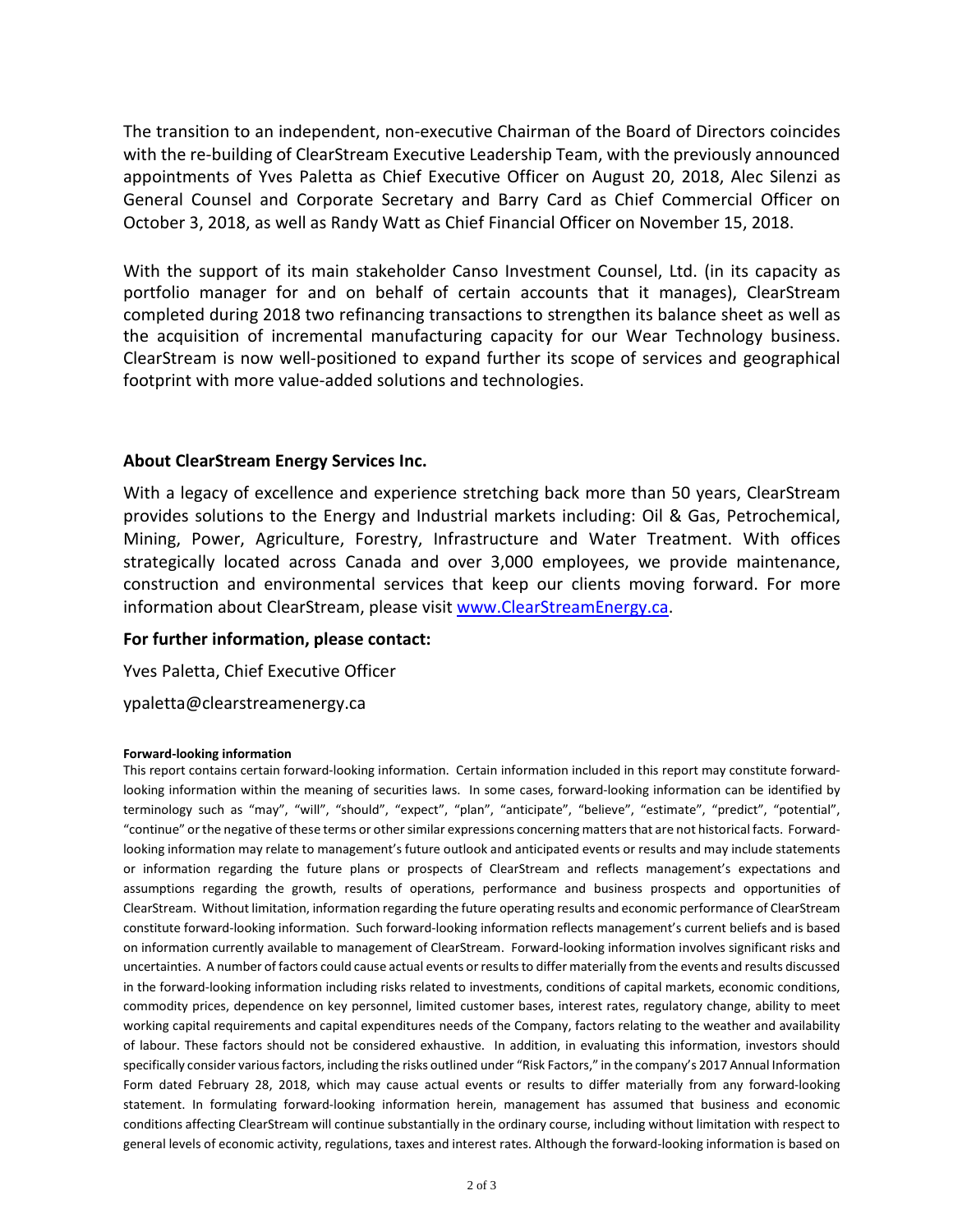The transition to an independent, non-executive Chairman of the Board of Directors coincides with the re-building of ClearStream Executive Leadership Team, with the previously announced appointments of Yves Paletta as Chief Executive Officer on August 20, 2018, Alec Silenzi as General Counsel and Corporate Secretary and Barry Card as Chief Commercial Officer on October 3, 2018, as well as Randy Watt as Chief Financial Officer on November 15, 2018.

With the support of its main stakeholder Canso Investment Counsel, Ltd. (in its capacity as portfolio manager for and on behalf of certain accounts that it manages), ClearStream completed during 2018 two refinancing transactions to strengthen its balance sheet as well as the acquisition of incremental manufacturing capacity for our Wear Technology business. ClearStream is now well-positioned to expand further its scope of services and geographical footprint with more value-added solutions and technologies.

## About ClearStream Energy Services Inc.

With a legacy of excellence and experience stretching back more than 50 years, ClearStream provides solutions to the Energy and Industrial markets including: Oil & Gas, Petrochemical, Mining, Power, Agriculture, Forestry, Infrastructure and Water Treatment. With offices strategically located across Canada and over 3,000 employees, we provide maintenance, construction and environmental services that keep our clients moving forward. For more information about ClearStream, please visit [www.ClearStreamEnergy.ca](http://www.ClearStreamEnergy.ca).

## For further information, please contact:

Yves Paletta, Chief Executive Officer

ypaletta@clearstreamenergy.ca

**Forward-looking information**

This report contains certain forward-looking information. Certain information included in this report may constitute forward-looking information within the meaning of securities laws. In some cases, forward-looking information can be identified by terminology such as "may", "will", "should", "expect", "plan", "anticipate", "believe", "estimate", "predict", "potential", "continue" or the negative of these terms or other similar expressions concerning matters that are not historical facts. Forward-looking information may relate to management's future outlook and anticipated events or results and may include statements or information regarding the future plans or prospects of ClearStream and reflects management's expectations and assumptions regarding the growth, results of operations, performance and business prospects and opportunities of ClearStream. Without limitation, information regarding the future operating results and economic performance of ClearStream constitute forward-looking information. Such forward-looking information reflects management's current beliefs and is based on information currently available to management of ClearStream. Forward-looking information involves significant risks and uncertainties. A number of factors could cause actual events or results to differ materially from the events and results discussed in the forward-looking information including risks related to investments, conditions of capital markets, economic conditions, commodity prices, dependence on key personnel, limited customer bases, interest rates, regulatory change, ability to meet working capital requirements and capital expenditures needs of the Company, factors relating to the weather and availability of labour. These factors should not be considered exhaustive. In addition, in evaluating this information, investors should specifically consider various factors, including the risks outlined under "Risk Factors," in the company's 2017 Annual Information Form dated February 28, 2018, which may cause actual events or results to differ materially from any forward-looking statement. In formulating forward-looking information herein, management has assumed that business and economic conditions affecting ClearStream will continue substantially in the ordinary course, including without limitation with respect to general levels of economic activity, regulations, taxes and interest rates. Although the forward-looking information is based on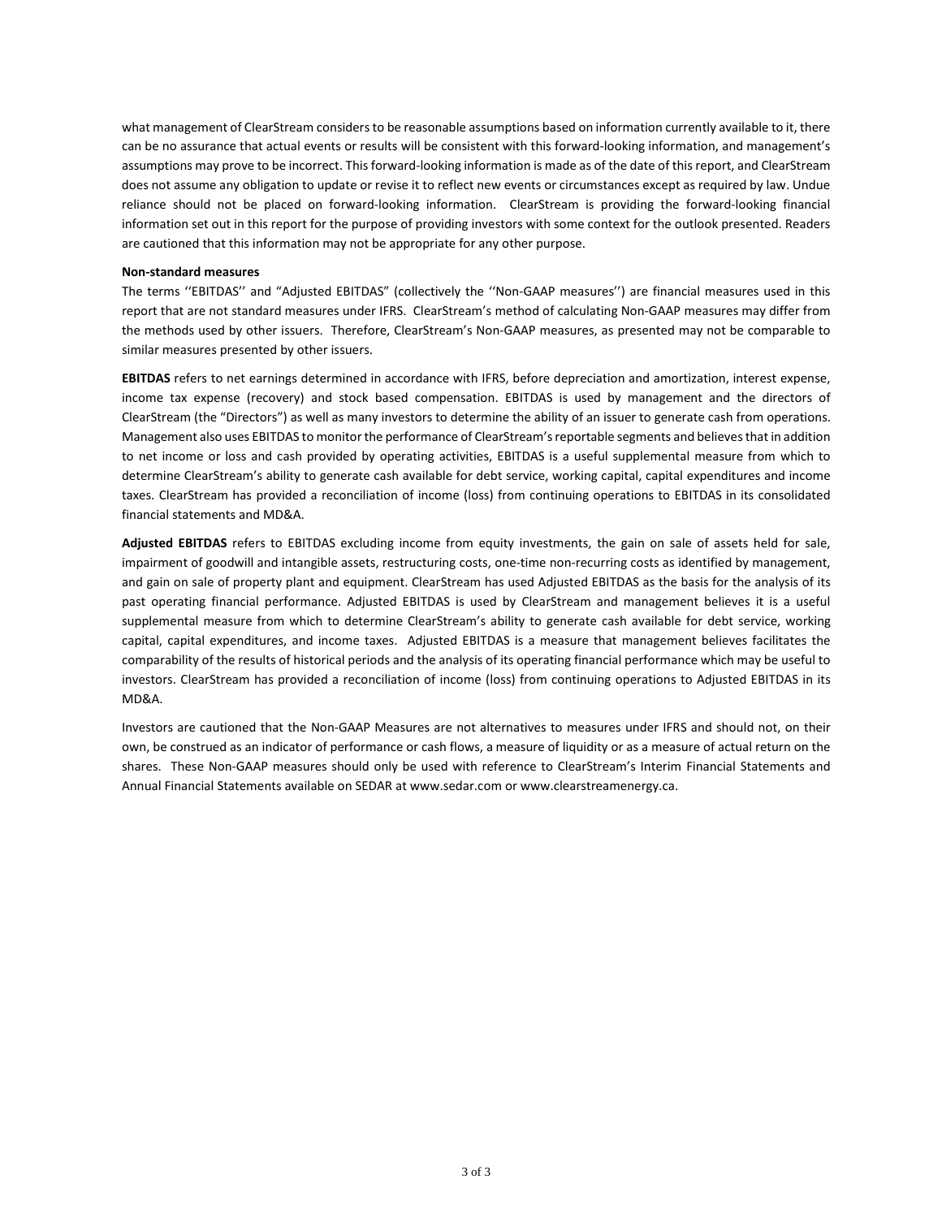what management of ClearStream considers to be reasonable assumptions based on information currently available to it, there can be no assurance that actual events or results will be consistent with this forward-looking information, and management's assumptions may prove to be incorrect. This forward-looking information is made as of the date of this report, and ClearStream does not assume any obligation to update or revise it to reflect new events or circumstances except as required by law. Undue reliance should not be placed on forward-looking information. ClearStream is providing the forward-looking financial information set out in this report for the purpose of providing investors with some context for the outlook presented. Readers are cautioned that this information may not be appropriate for any other purpose.

**Non-standard measures**

The terms ''EBITDAS'' and "Adjusted EBITDAS" (collectively the ''Non-GAAP measures'') are financial measures used in this report that are not standard measures under IFRS. ClearStream's method of calculating Non-GAAP measures may differ from the methods used by other issuers. Therefore, ClearStream's Non-GAAP measures, as presented may not be comparable to similar measures presented by other issuers.

**EBITDAS** refers to net earnings determined in accordance with IFRS, before depreciation and amortization, interest expense, income tax expense (recovery) and stock based compensation. EBITDAS is used by management and the directors of ClearStream (the "Directors") as well as many investors to determine the ability of an issuer to generate cash from operations. Management also uses EBITDAS to monitor the performance of ClearStream's reportable segments and believes that in addition to net income or loss and cash provided by operating activities, EBITDAS is a useful supplemental measure from which to determine ClearStream's ability to generate cash available for debt service, working capital, capital expenditures and income taxes. ClearStream has provided a reconciliation of income (loss) from continuing operations to EBITDAS in its consolidated financial statements and MD&A.

**Adjusted EBITDAS** refers to EBITDAS excluding income from equity investments, the gain on sale of assets held for sale, impairment of goodwill and intangible assets, restructuring costs, one-time non-recurring costs as identified by management, and gain on sale of property plant and equipment. ClearStream has used Adjusted EBITDAS as the basis for the analysis of its past operating financial performance. Adjusted EBITDAS is used by ClearStream and management believes it is a useful supplemental measure from which to determine ClearStream's ability to generate cash available for debt service, working capital, capital expenditures, and income taxes. Adjusted EBITDAS is a measure that management believes facilitates the comparability of the results of historical periods and the analysis of its operating financial performance which may be useful to investors. ClearStream has provided a reconciliation of income (loss) from continuing operations to Adjusted EBITDAS in its MD&A.

Investors are cautioned that the Non-GAAP Measures are not alternatives to measures under IFRS and should not, on their own, be construed as an indicator of performance or cash flows, a measure of liquidity or as a measure of actual return on the shares. These Non-GAAP measures should only be used with reference to ClearStream's Interim Financial Statements and Annual Financial Statements available on SEDAR at www.sedar.com or www.clearstreamenergy.ca.